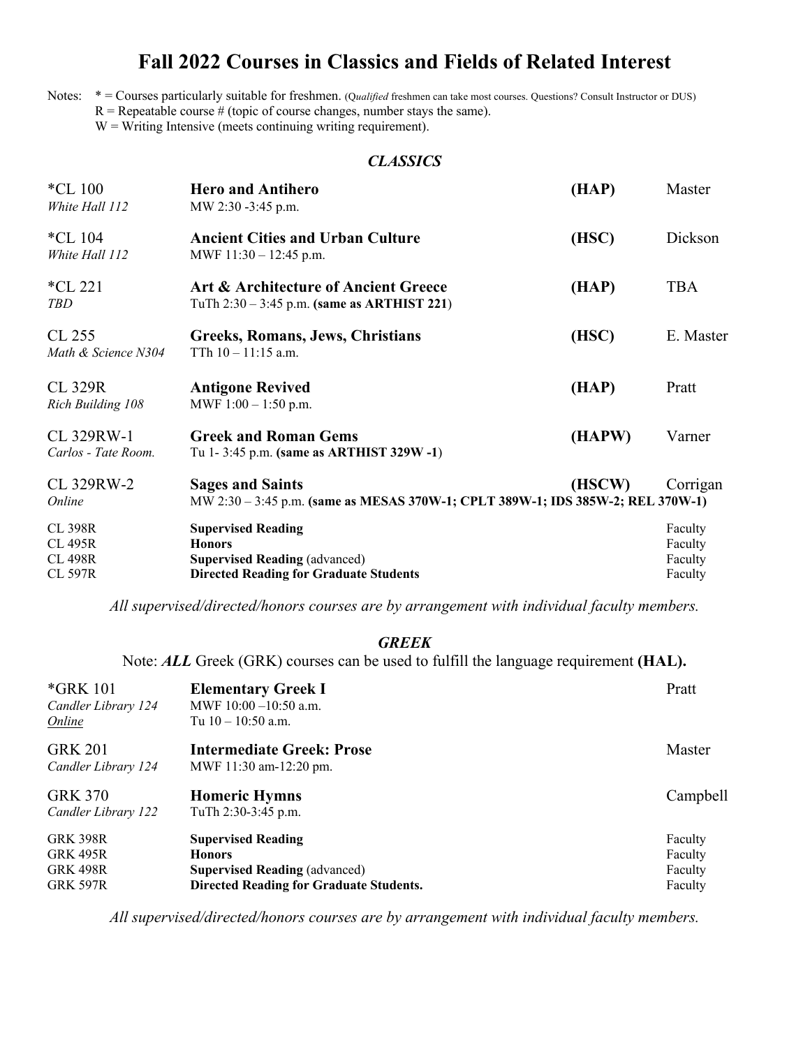# Fall 2022 Courses in Classics and Fields of Related Interest

Notes: * = Courses particularly suitable for freshmen. (*Qualified* freshmen can take most courses. Questions? Consult Instructor or DUS)
R = Repeatable course # (topic of course changes, number stays the same).
W = Writing Intensive (meets continuing writing requirement).

## *CLASSICS*

| Course | Title / Time | GER | Instructor |
|---|---|---|---|
| *CL 100<br>*White Hall 112* | **Hero and Antihero**<br>MW 2:30 -3:45 p.m. | (HAP) | Master |
| *CL 104<br>*White Hall 112* | **Ancient Cities and Urban Culture**<br>MWF 11:30 – 12:45 p.m. | (HSC) | Dickson |
| *CL 221<br>*TBD* | **Art & Architecture of Ancient Greece**<br>TuTh 2:30 – 3:45 p.m. **(same as ARTHIST 221)** | (HAP) | TBA |
| CL 255<br>*Math & Science N304* | **Greeks, Romans, Jews, Christians**<br>TTh 10 – 11:15 a.m. | (HSC) | E. Master |
| CL 329R<br>*Rich Building 108* | **Antigone Revived**<br>MWF 1:00 – 1:50 p.m. | (HAP) | Pratt |
| CL 329RW-1<br>*Carlos - Tate Room.* | **Greek and Roman Gems**<br>Tu 1- 3:45 p.m. **(same as ARTHIST 329W -1)** | (HAPW) | Varner |
| CL 329RW-2<br>*Online* | **Sages and Saints**<br>MW 2:30 – 3:45 p.m. **(same as MESAS 370W-1; CPLT 389W-1; IDS 385W-2; REL 370W-1)** | (HSCW) | Corrigan |
| CL 398R | **Supervised Reading** | | Faculty |
| CL 495R | **Honors** | | Faculty |
| CL 498R | **Supervised Reading** (advanced) | | Faculty |
| CL 597R | **Directed Reading for Graduate Students** | | Faculty |

*All supervised/directed/honors courses are by arrangement with individual faculty members.*

## *GREEK*

Note: ***ALL*** Greek (GRK) courses can be used to fulfill the language requirement **(HAL).**

| Course | Title / Time | Instructor |
|---|---|---|
| *GRK 101<br>*Candler Library 124*<br>*Online* | **Elementary Greek I**<br>MWF 10:00 –10:50 a.m.<br>Tu 10 – 10:50 a.m. | Pratt |
| GRK 201<br>*Candler Library 124* | **Intermediate Greek: Prose**<br>MWF 11:30 am-12:20 pm. | Master |
| GRK 370<br>*Candler Library 122* | **Homeric Hymns**<br>TuTh 2:30-3:45 p.m. | Campbell |
| GRK 398R | **Supervised Reading** | Faculty |
| GRK 495R | **Honors** | Faculty |
| GRK 498R | **Supervised Reading** (advanced) | Faculty |
| GRK 597R | **Directed Reading for Graduate Students.** | Faculty |

*All supervised/directed/honors courses are by arrangement with individual faculty members.*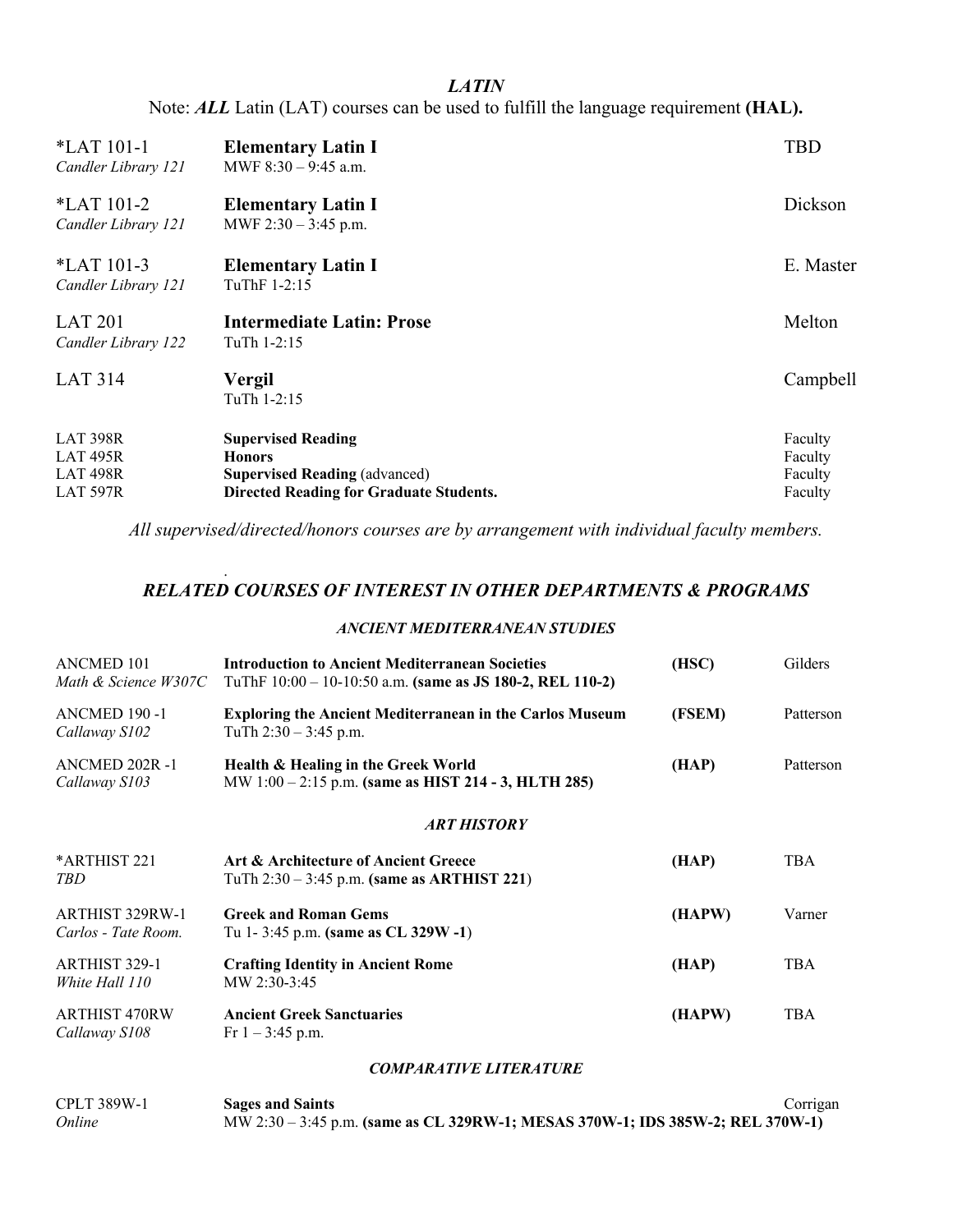## *LATIN*

Note: ***ALL*** Latin (LAT) courses can be used to fulfill the language requirement **(HAL).**

| Course | Title / Time | Instructor |
|---|---|---|
| *LAT 101-1<br>*Candler Library 121* | **Elementary Latin I**<br>MWF 8:30 – 9:45 a.m. | TBD |
| *LAT 101-2<br>*Candler Library 121* | **Elementary Latin I**<br>MWF 2:30 – 3:45 p.m. | Dickson |
| *LAT 101-3<br>*Candler Library 121* | **Elementary Latin I**<br>TuThF 1-2:15 | E. Master |
| LAT 201<br>*Candler Library 122* | **Intermediate Latin: Prose**<br>TuTh 1-2:15 | Melton |
| LAT 314 | **Vergil**<br>TuTh 1-2:15 | Campbell |
| LAT 398R | **Supervised Reading** | Faculty |
| LAT 495R | **Honors** | Faculty |
| LAT 498R | **Supervised Reading** (advanced) | Faculty |
| LAT 597R | **Directed Reading for Graduate Students.** | Faculty |

*All supervised/directed/honors courses are by arrangement with individual faculty members.*

## *RELATED COURSES OF INTEREST IN OTHER DEPARTMENTS & PROGRAMS*

### *ANCIENT MEDITERRANEAN STUDIES*

| Course | Title / Time | GER | Instructor |
|---|---|---|---|
| ANCMED 101<br>*Math & Science W307C* | **Introduction to Ancient Mediterranean Societies**<br>TuThF 10:00 – 10-10:50 a.m. **(same as JS 180-2, REL 110-2)** | **(HSC)** | Gilders |
| ANCMED 190 -1<br>*Callaway S102* | **Exploring the Ancient Mediterranean in the Carlos Museum**<br>TuTh 2:30 – 3:45 p.m. | **(FSEM)** | Patterson |
| ANCMED 202R -1<br>*Callaway S103* | **Health & Healing in the Greek World**<br>MW 1:00 – 2:15 p.m. **(same as HIST 214 - 3, HLTH 285)** | **(HAP)** | Patterson |

### *ART HISTORY*

| Course | Title / Time | GER | Instructor |
|---|---|---|---|
| *ARTHIST 221<br>*TBD* | **Art & Architecture of Ancient Greece**<br>TuTh 2:30 – 3:45 p.m. **(same as ARTHIST 221)** | **(HAP)** | TBA |
| ARTHIST 329RW-1<br>*Carlos - Tate Room.* | **Greek and Roman Gems**<br>Tu 1- 3:45 p.m. **(same as CL 329W -1)** | **(HAPW)** | Varner |
| ARTHIST 329-1<br>*White Hall 110* | **Crafting Identity in Ancient Rome**<br>MW 2:30-3:45 | **(HAP)** | TBA |
| ARTHIST 470RW<br>*Callaway S108* | **Ancient Greek Sanctuaries**<br>Fr 1 – 3:45 p.m. | **(HAPW)** | TBA |

### *COMPARATIVE LITERATURE*

| Course | Title / Time | Instructor |
|---|---|---|
| CPLT 389W-1<br>*Online* | **Sages and Saints**<br>MW 2:30 – 3:45 p.m. **(same as CL 329RW-1; MESAS 370W-1; IDS 385W-2; REL 370W-1)** | Corrigan |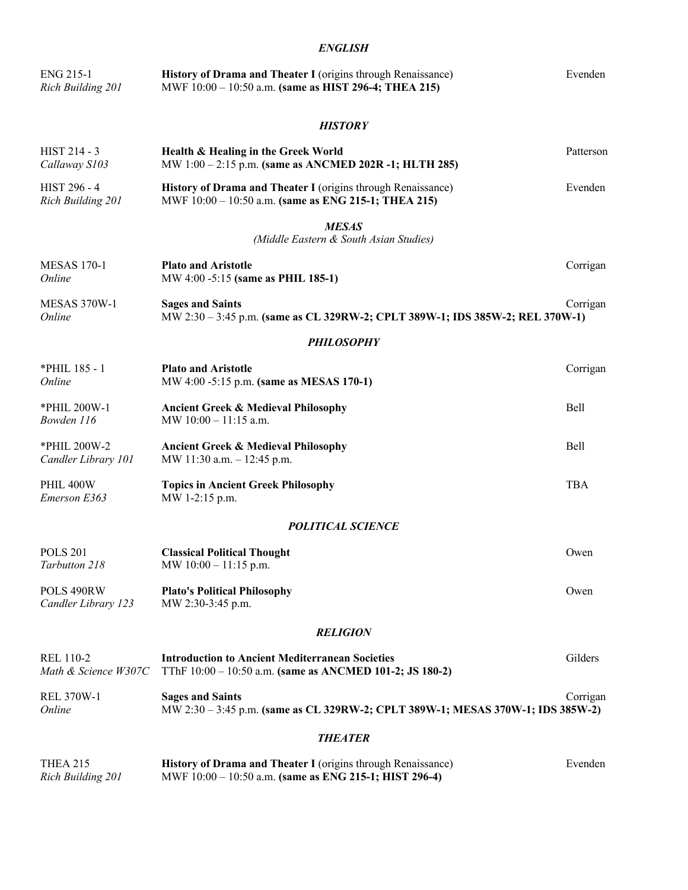### *ENGLISH*

| | | |
|---|---|---|
| ENG 215-1<br>*Rich Building 201* | **History of Drama and Theater I** (origins through Renaissance)<br>MWF 10:00 – 10:50 a.m. **(same as HIST 296-4; THEA 215)** | Evenden |

### *HISTORY*

| | | |
|---|---|---|
| HIST 214 - 3<br>*Callaway S103* | **Health & Healing in the Greek World**<br>MW 1:00 – 2:15 p.m. **(same as ANCMED 202R -1; HLTH 285)** | Patterson |
| HIST 296 - 4<br>*Rich Building 201* | **History of Drama and Theater I** (origins through Renaissance)<br>MWF 10:00 – 10:50 a.m. **(same as ENG 215-1; THEA 215)** | Evenden |

### *MESAS*
*(Middle Eastern & South Asian Studies)*

| | | |
|---|---|---|
| MESAS 170-1<br>*Online* | **Plato and Aristotle**<br>MW 4:00 -5:15 **(same as PHIL 185-1)** | Corrigan |
| MESAS 370W-1<br>*Online* | **Sages and Saints**<br>MW 2:30 – 3:45 p.m. **(same as CL 329RW-2; CPLT 389W-1; IDS 385W-2; REL 370W-1)** | Corrigan |

### *PHILOSOPHY*

| | | |
|---|---|---|
| *PHIL 185 - 1<br>*Online* | **Plato and Aristotle**<br>MW 4:00 -5:15 p.m. **(same as MESAS 170-1)** | Corrigan |
| *PHIL 200W-1<br>*Bowden 116* | **Ancient Greek & Medieval Philosophy**<br>MW 10:00 – 11:15 a.m. | Bell |
| *PHIL 200W-2<br>*Candler Library 101* | **Ancient Greek & Medieval Philosophy**<br>MW 11:30 a.m. – 12:45 p.m. | Bell |
| PHIL 400W<br>*Emerson E363* | **Topics in Ancient Greek Philosophy**<br>MW 1-2:15 p.m. | TBA |

### *POLITICAL SCIENCE*

| | | |
|---|---|---|
| POLS 201<br>*Tarbutton 218* | **Classical Political Thought**<br>MW 10:00 – 11:15 p.m. | Owen |
| POLS 490RW<br>*Candler Library 123* | **Plato's Political Philosophy**<br>MW 2:30-3:45 p.m. | Owen |

### *RELIGION*

| | | |
|---|---|---|
| REL 110-2<br>*Math & Science W307C* | **Introduction to Ancient Mediterranean Societies**<br>TThF 10:00 – 10:50 a.m. **(same as ANCMED 101-2; JS 180-2)** | Gilders |
| REL 370W-1<br>*Online* | **Sages and Saints**<br>MW 2:30 – 3:45 p.m. **(same as CL 329RW-2; CPLT 389W-1; MESAS 370W-1; IDS 385W-2)** | Corrigan |

### *THEATER*

| | | |
|---|---|---|
| THEA 215<br>*Rich Building 201* | **History of Drama and Theater I** (origins through Renaissance)<br>MWF 10:00 – 10:50 a.m. **(same as ENG 215-1; HIST 296-4)** | Evenden |